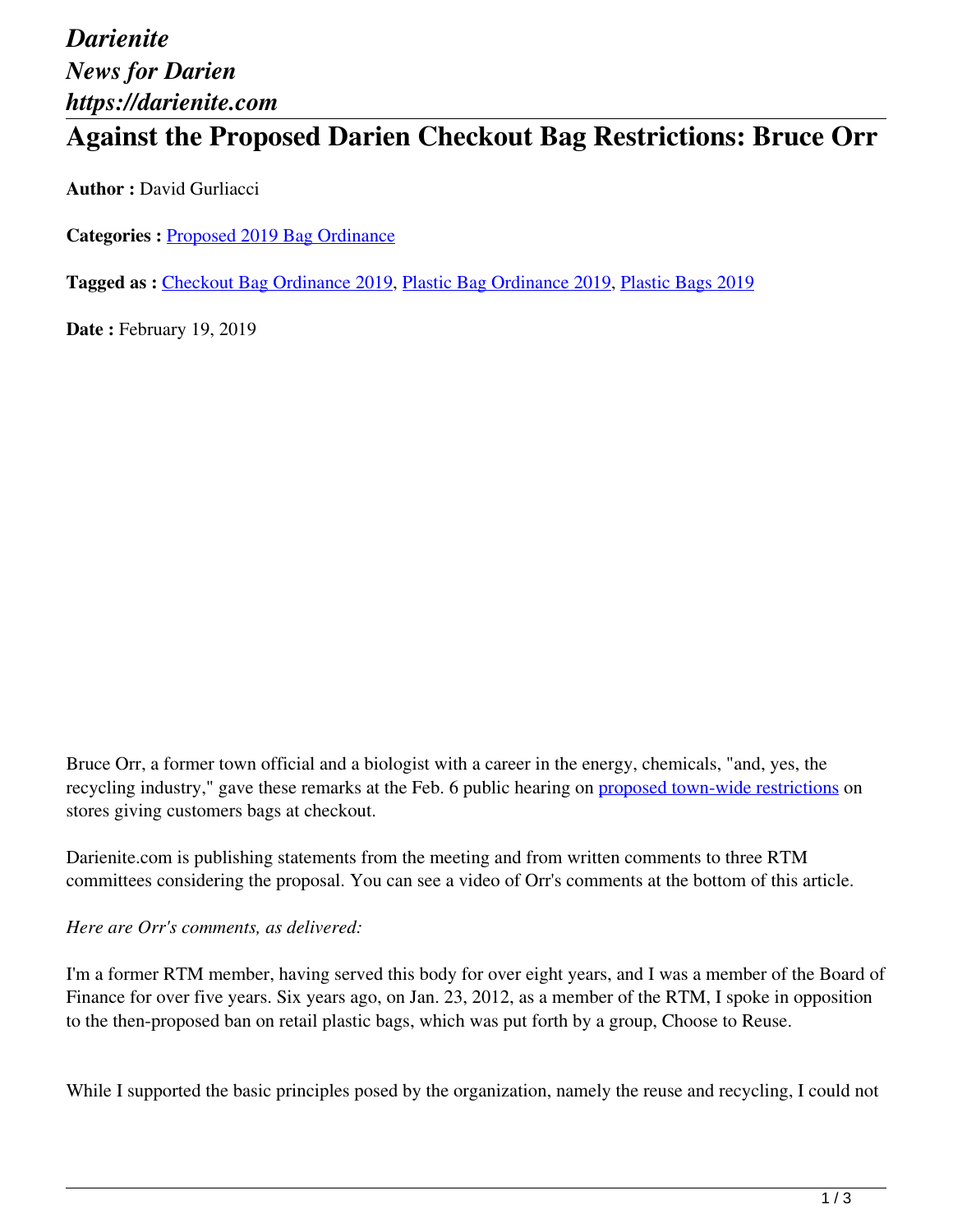*Darienite*
*News for Darien*
*https://darienite.com*

# Against the Proposed Darien Checkout Bag Restrictions: Bruce Orr

**Author :** David Gurliacci

**Categories :** Proposed 2019 Bag Ordinance

**Tagged as :** Checkout Bag Ordinance 2019, Plastic Bag Ordinance 2019, Plastic Bags 2019

**Date :** February 19, 2019

Bruce Orr, a former town official and a biologist with a career in the energy, chemicals, "and, yes, the recycling industry," gave these remarks at the Feb. 6 public hearing on proposed town-wide restrictions on stores giving customers bags at checkout.

Darienite.com is publishing statements from the meeting and from written comments to three RTM committees considering the proposal. You can see a video of Orr's comments at the bottom of this article.

*Here are Orr's comments, as delivered:*

I'm a former RTM member, having served this body for over eight years, and I was a member of the Board of Finance for over five years. Six years ago, on Jan. 23, 2012, as a member of the RTM, I spoke in opposition to the then-proposed ban on retail plastic bags, which was put forth by a group, Choose to Reuse.

While I supported the basic principles posed by the organization, namely the reuse and recycling, I could not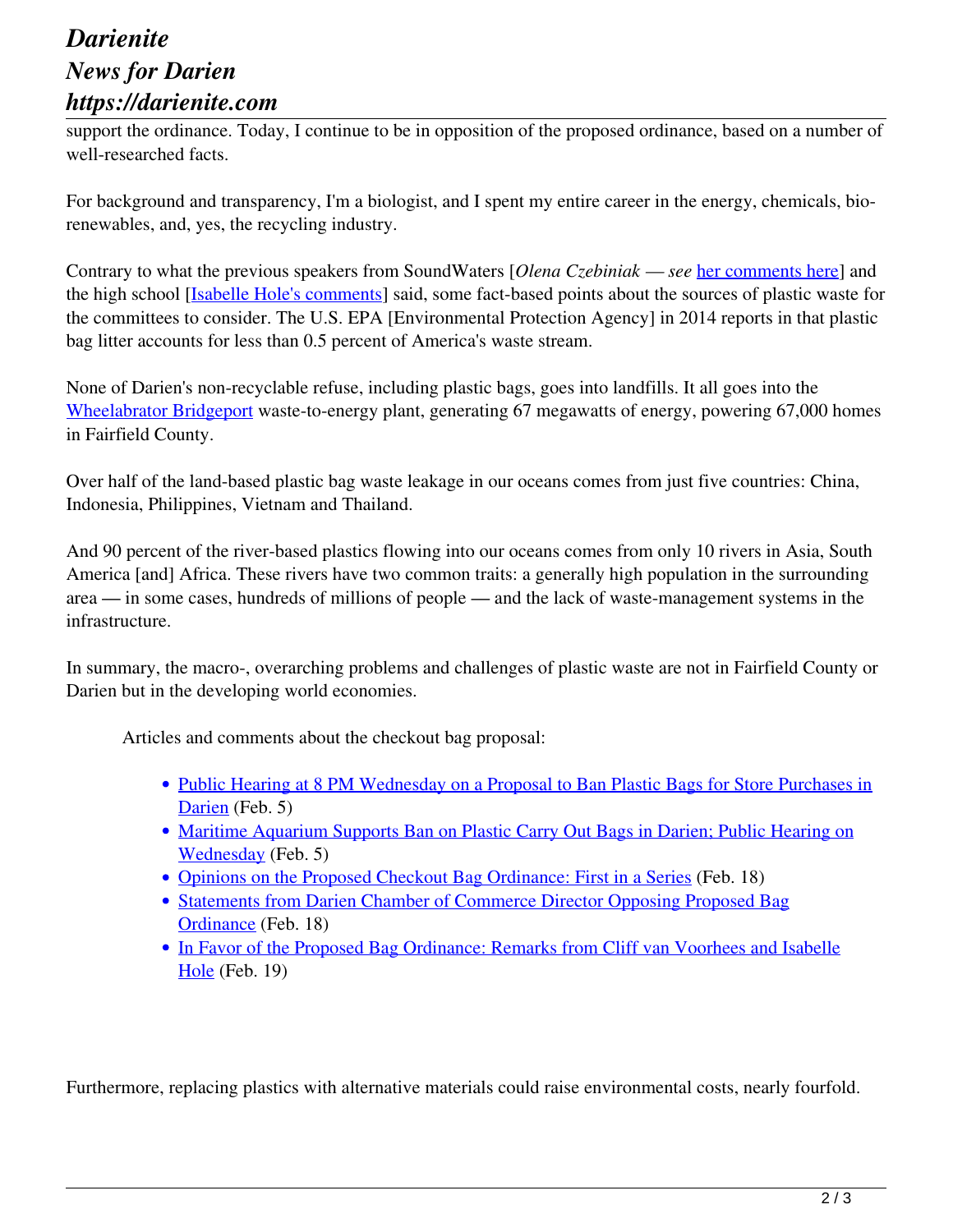support the ordinance. Today, I continue to be in opposition of the proposed ordinance, based on a number of well-researched facts.

For background and transparency, I'm a biologist, and I spent my entire career in the energy, chemicals, bio-renewables, and, yes, the recycling industry.

Contrary to what the previous speakers from SoundWaters [*Olena Czebiniak — see* her comments here] and the high school [Isabelle Hole's comments] said, some fact-based points about the sources of plastic waste for the committees to consider. The U.S. EPA [Environmental Protection Agency] in 2014 reports in that plastic bag litter accounts for less than 0.5 percent of America's waste stream.

None of Darien's non-recyclable refuse, including plastic bags, goes into landfills. It all goes into the Wheelabrator Bridgeport waste-to-energy plant, generating 67 megawatts of energy, powering 67,000 homes in Fairfield County.

Over half of the land-based plastic bag waste leakage in our oceans comes from just five countries: China, Indonesia, Philippines, Vietnam and Thailand.

And 90 percent of the river-based plastics flowing into our oceans comes from only 10 rivers in Asia, South America [and] Africa. These rivers have two common traits: a generally high population in the surrounding area — in some cases, hundreds of millions of people — and the lack of waste-management systems in the infrastructure.

In summary, the macro-, overarching problems and challenges of plastic waste are not in Fairfield County or Darien but in the developing world economies.

> Articles and comments about the checkout bag proposal:
>
> - Public Hearing at 8 PM Wednesday on a Proposal to Ban Plastic Bags for Store Purchases in Darien (Feb. 5)
> - Maritime Aquarium Supports Ban on Plastic Carry Out Bags in Darien; Public Hearing on Wednesday (Feb. 5)
> - Opinions on the Proposed Checkout Bag Ordinance: First in a Series (Feb. 18)
> - Statements from Darien Chamber of Commerce Director Opposing Proposed Bag Ordinance (Feb. 18)
> - In Favor of the Proposed Bag Ordinance: Remarks from Cliff van Voorhees and Isabelle Hole (Feb. 19)

Furthermore, replacing plastics with alternative materials could raise environmental costs, nearly fourfold.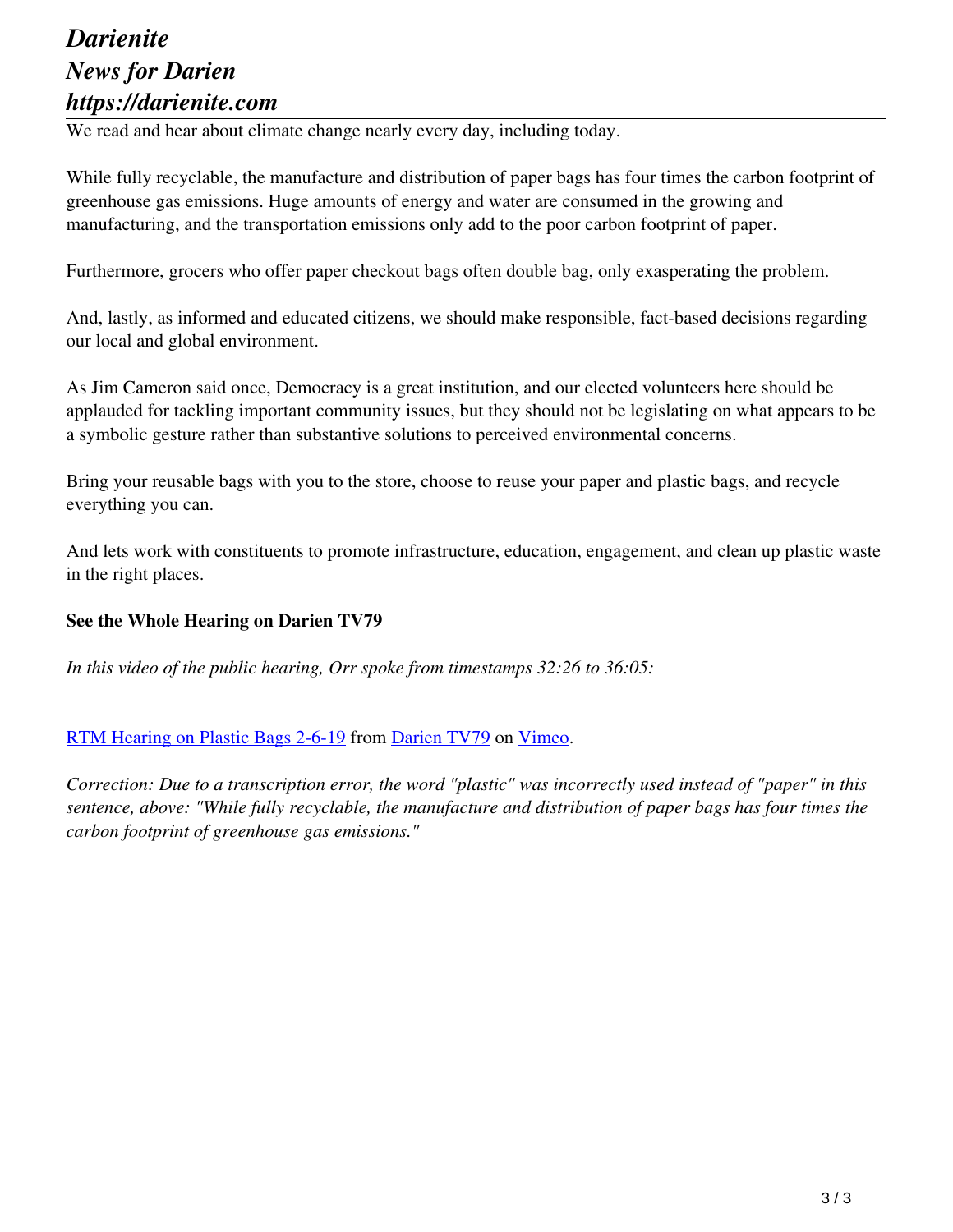We read and hear about climate change nearly every day, including today.

While fully recyclable, the manufacture and distribution of paper bags has four times the carbon footprint of greenhouse gas emissions. Huge amounts of energy and water are consumed in the growing and manufacturing, and the transportation emissions only add to the poor carbon footprint of paper.

Furthermore, grocers who offer paper checkout bags often double bag, only exasperating the problem.

And, lastly, as informed and educated citizens, we should make responsible, fact-based decisions regarding our local and global environment.

As Jim Cameron said once, Democracy is a great institution, and our elected volunteers here should be applauded for tackling important community issues, but they should not be legislating on what appears to be a symbolic gesture rather than substantive solutions to perceived environmental concerns.

Bring your reusable bags with you to the store, choose to reuse your paper and plastic bags, and recycle everything you can.

And lets work with constituents to promote infrastructure, education, engagement, and clean up plastic waste in the right places.

**See the Whole Hearing on Darien TV79**

*In this video of the public hearing, Orr spoke from timestamps 32:26 to 36:05:*

RTM Hearing on Plastic Bags 2-6-19 from Darien TV79 on Vimeo.

*Correction: Due to a transcription error, the word "plastic" was incorrectly used instead of "paper" in this sentence, above: "While fully recyclable, the manufacture and distribution of paper bags has four times the carbon footprint of greenhouse gas emissions."*